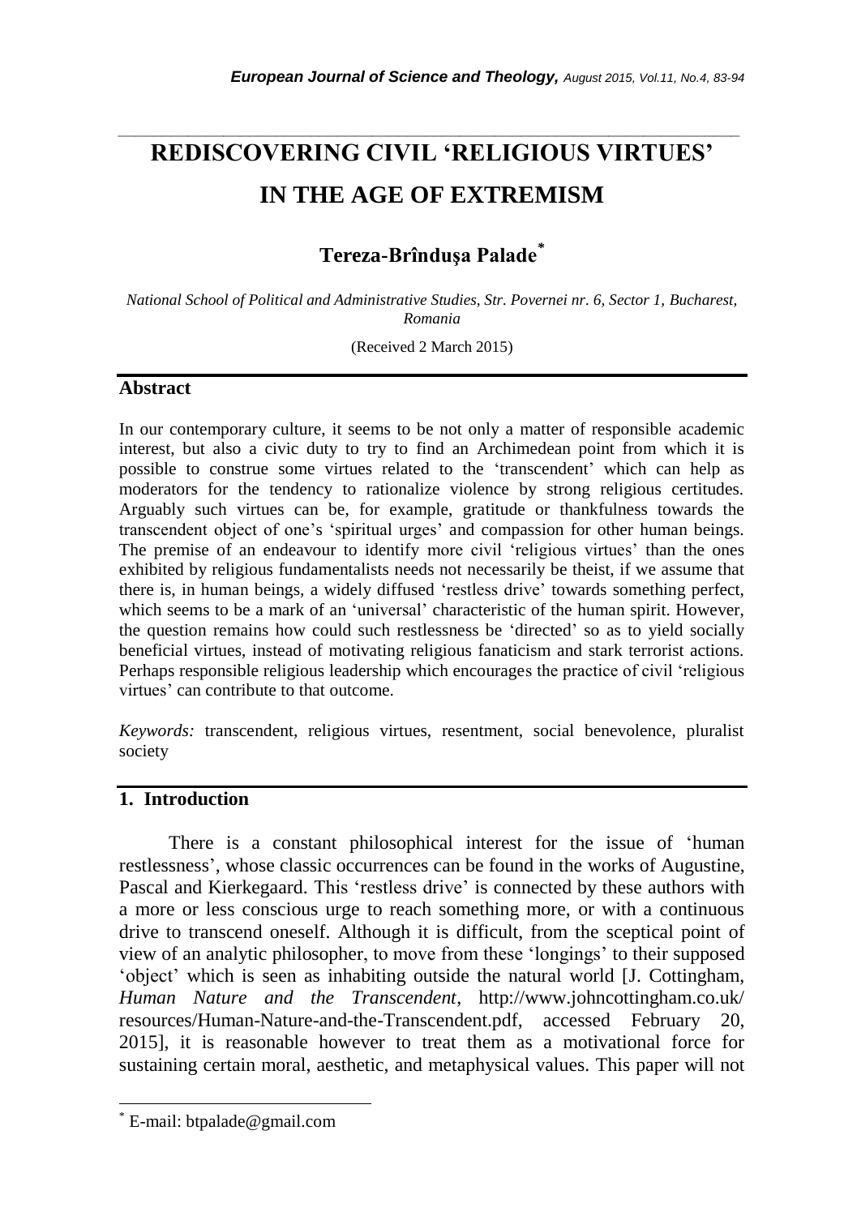# REDISCOVERING CIVIL 'RELIGIOUS VIRTUES' IN THE AGE OF EXTREMISM

**Tereza-Brîndușa Palade**[*]

*National School of Political and Administrative Studies, Str. Povernei nr. 6, Sector 1, Bucharest, Romania*

(Received 2 March 2015)

## Abstract

In our contemporary culture, it seems to be not only a matter of responsible academic interest, but also a civic duty to try to find an Archimedean point from which it is possible to construe some virtues related to the 'transcendent' which can help as moderators for the tendency to rationalize violence by strong religious certitudes. Arguably such virtues can be, for example, gratitude or thankfulness towards the transcendent object of one's 'spiritual urges' and compassion for other human beings. The premise of an endeavour to identify more civil 'religious virtues' than the ones exhibited by religious fundamentalists needs not necessarily be theist, if we assume that there is, in human beings, a widely diffused 'restless drive' towards something perfect, which seems to be a mark of an 'universal' characteristic of the human spirit. However, the question remains how could such restlessness be 'directed' so as to yield socially beneficial virtues, instead of motivating religious fanaticism and stark terrorist actions. Perhaps responsible religious leadership which encourages the practice of civil 'religious virtues' can contribute to that outcome.

*Keywords:* transcendent, religious virtues, resentment, social benevolence, pluralist society

## 1. Introduction

There is a constant philosophical interest for the issue of 'human restlessness', whose classic occurrences can be found in the works of Augustine, Pascal and Kierkegaard. This 'restless drive' is connected by these authors with a more or less conscious urge to reach something more, or with a continuous drive to transcend oneself. Although it is difficult, from the sceptical point of view of an analytic philosopher, to move from these 'longings' to their supposed 'object' which is seen as inhabiting outside the natural world [J. Cottingham, *Human Nature and the Transcendent*, http://www.johncottingham.co.uk/resources/Human-Nature-and-the-Transcendent.pdf, accessed February 20, 2015], it is reasonable however to treat them as a motivational force for sustaining certain moral, aesthetic, and metaphysical values. This paper will not

[*] E-mail: btpalade@gmail.com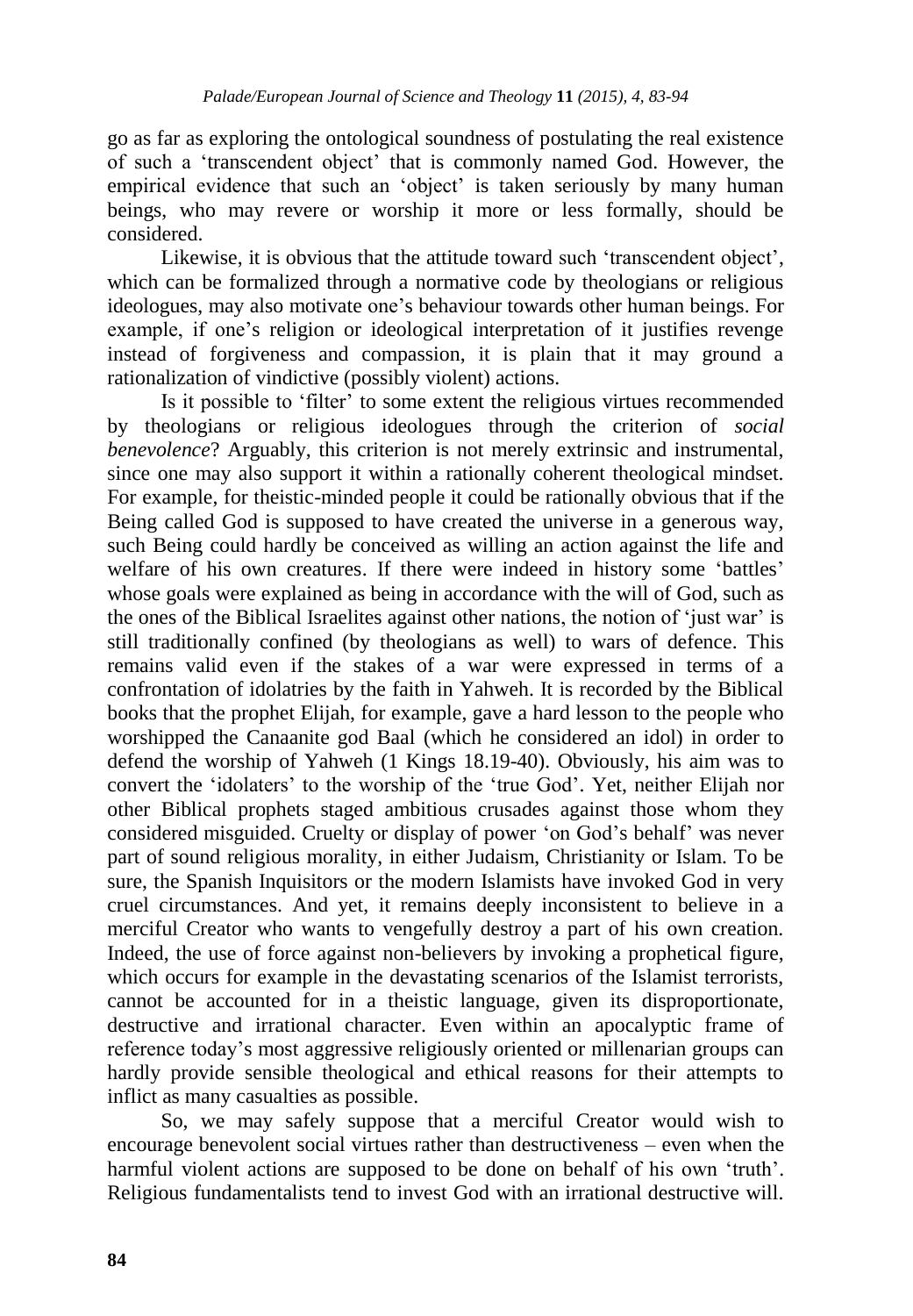go as far as exploring the ontological soundness of postulating the real existence of such a 'transcendent object' that is commonly named God. However, the empirical evidence that such an 'object' is taken seriously by many human beings, who may revere or worship it more or less formally, should be considered.

Likewise, it is obvious that the attitude toward such 'transcendent object', which can be formalized through a normative code by theologians or religious ideologues, may also motivate one's behaviour towards other human beings. For example, if one's religion or ideological interpretation of it justifies revenge instead of forgiveness and compassion, it is plain that it may ground a rationalization of vindictive (possibly violent) actions.

Is it possible to 'filter' to some extent the religious virtues recommended by theologians or religious ideologues through the criterion of *social benevolence*? Arguably, this criterion is not merely extrinsic and instrumental, since one may also support it within a rationally coherent theological mindset. For example, for theistic-minded people it could be rationally obvious that if the Being called God is supposed to have created the universe in a generous way, such Being could hardly be conceived as willing an action against the life and welfare of his own creatures. If there were indeed in history some 'battles' whose goals were explained as being in accordance with the will of God, such as the ones of the Biblical Israelites against other nations, the notion of 'just war' is still traditionally confined (by theologians as well) to wars of defence. This remains valid even if the stakes of a war were expressed in terms of a confrontation of idolatries by the faith in Yahweh. It is recorded by the Biblical books that the prophet Elijah, for example, gave a hard lesson to the people who worshipped the Canaanite god Baal (which he considered an idol) in order to defend the worship of Yahweh (1 Kings 18.19-40). Obviously, his aim was to convert the 'idolaters' to the worship of the 'true God'. Yet, neither Elijah nor other Biblical prophets staged ambitious crusades against those whom they considered misguided. Cruelty or display of power 'on God's behalf' was never part of sound religious morality, in either Judaism, Christianity or Islam. To be sure, the Spanish Inquisitors or the modern Islamists have invoked God in very cruel circumstances. And yet, it remains deeply inconsistent to believe in a merciful Creator who wants to vengefully destroy a part of his own creation. Indeed, the use of force against non-believers by invoking a prophetical figure, which occurs for example in the devastating scenarios of the Islamist terrorists, cannot be accounted for in a theistic language, given its disproportionate, destructive and irrational character. Even within an apocalyptic frame of reference today's most aggressive religiously oriented or millenarian groups can hardly provide sensible theological and ethical reasons for their attempts to inflict as many casualties as possible.

So, we may safely suppose that a merciful Creator would wish to encourage benevolent social virtues rather than destructiveness – even when the harmful violent actions are supposed to be done on behalf of his own 'truth'. Religious fundamentalists tend to invest God with an irrational destructive will.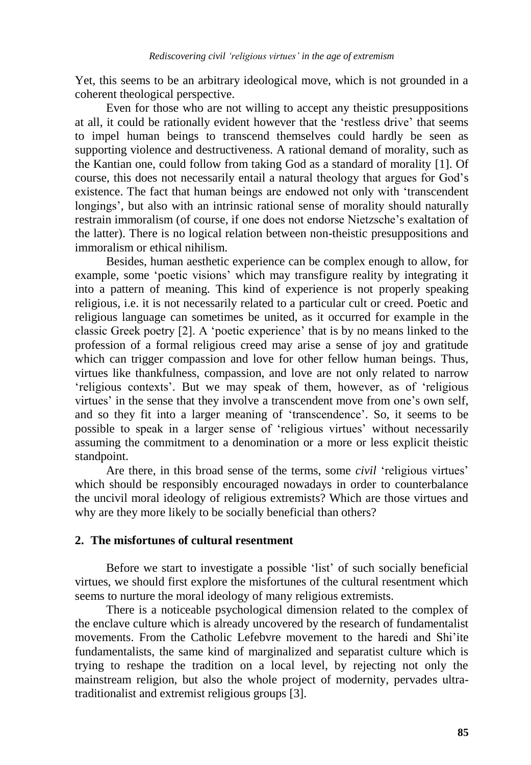Yet, this seems to be an arbitrary ideological move, which is not grounded in a coherent theological perspective.

Even for those who are not willing to accept any theistic presuppositions at all, it could be rationally evident however that the 'restless drive' that seems to impel human beings to transcend themselves could hardly be seen as supporting violence and destructiveness. A rational demand of morality, such as the Kantian one, could follow from taking God as a standard of morality [1]. Of course, this does not necessarily entail a natural theology that argues for God's existence. The fact that human beings are endowed not only with 'transcendent longings', but also with an intrinsic rational sense of morality should naturally restrain immoralism (of course, if one does not endorse Nietzsche's exaltation of the latter). There is no logical relation between non-theistic presuppositions and immoralism or ethical nihilism.

Besides, human aesthetic experience can be complex enough to allow, for example, some 'poetic visions' which may transfigure reality by integrating it into a pattern of meaning. This kind of experience is not properly speaking religious, i.e. it is not necessarily related to a particular cult or creed. Poetic and religious language can sometimes be united, as it occurred for example in the classic Greek poetry [2]. A 'poetic experience' that is by no means linked to the profession of a formal religious creed may arise a sense of joy and gratitude which can trigger compassion and love for other fellow human beings. Thus, virtues like thankfulness, compassion, and love are not only related to narrow 'religious contexts'. But we may speak of them, however, as of 'religious virtues' in the sense that they involve a transcendent move from one's own self, and so they fit into a larger meaning of 'transcendence'. So, it seems to be possible to speak in a larger sense of 'religious virtues' without necessarily assuming the commitment to a denomination or a more or less explicit theistic standpoint.

Are there, in this broad sense of the terms, some *civil* 'religious virtues' which should be responsibly encouraged nowadays in order to counterbalance the uncivil moral ideology of religious extremists? Which are those virtues and why are they more likely to be socially beneficial than others?

## 2. The misfortunes of cultural resentment

Before we start to investigate a possible 'list' of such socially beneficial virtues, we should first explore the misfortunes of the cultural resentment which seems to nurture the moral ideology of many religious extremists.

There is a noticeable psychological dimension related to the complex of the enclave culture which is already uncovered by the research of fundamentalist movements. From the Catholic Lefebvre movement to the haredi and Shi'ite fundamentalists, the same kind of marginalized and separatist culture which is trying to reshape the tradition on a local level, by rejecting not only the mainstream religion, but also the whole project of modernity, pervades ultra-traditionalist and extremist religious groups [3].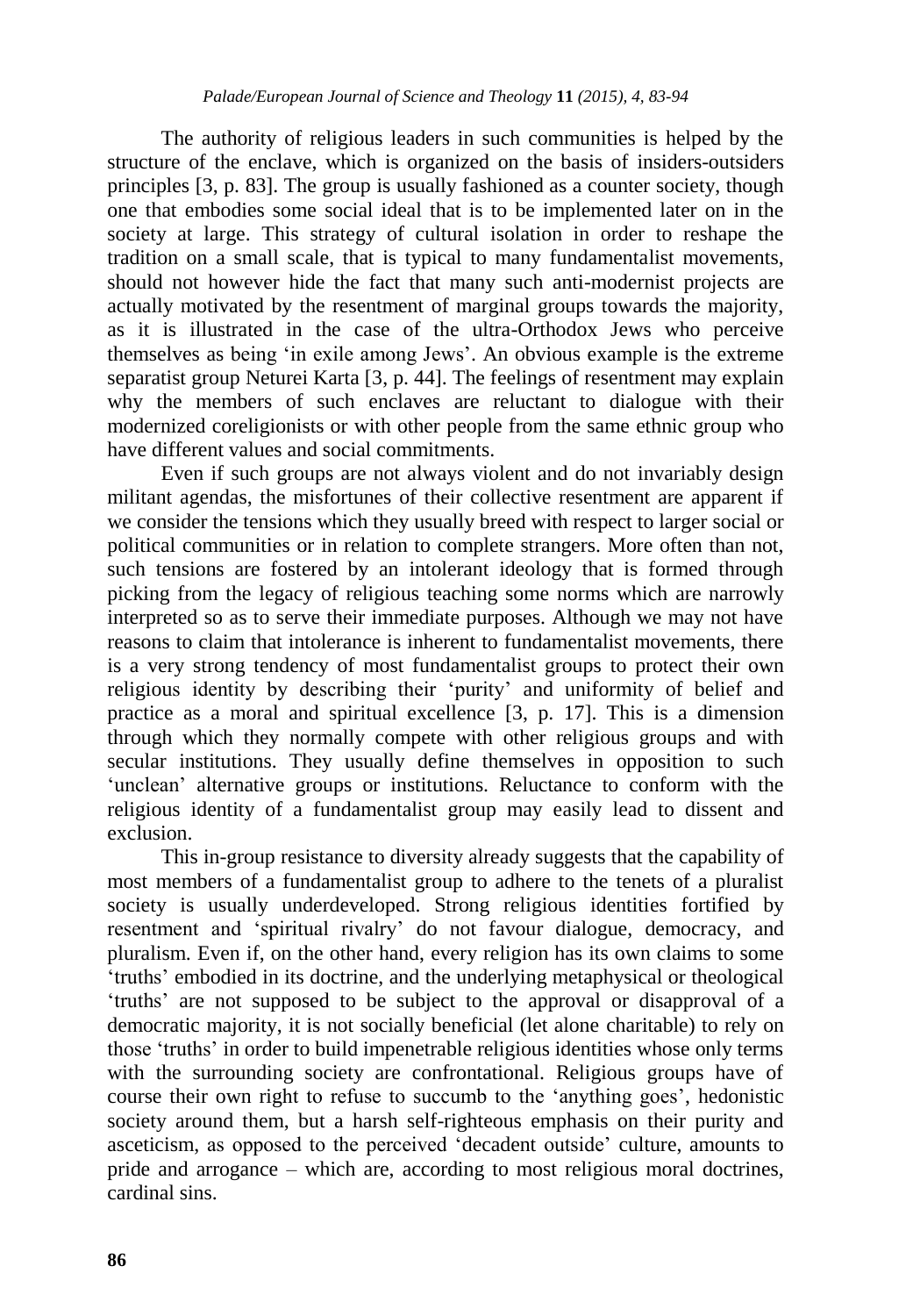The authority of religious leaders in such communities is helped by the structure of the enclave, which is organized on the basis of insiders-outsiders principles [3, p. 83]. The group is usually fashioned as a counter society, though one that embodies some social ideal that is to be implemented later on in the society at large. This strategy of cultural isolation in order to reshape the tradition on a small scale, that is typical to many fundamentalist movements, should not however hide the fact that many such anti-modernist projects are actually motivated by the resentment of marginal groups towards the majority, as it is illustrated in the case of the ultra-Orthodox Jews who perceive themselves as being 'in exile among Jews'. An obvious example is the extreme separatist group Neturei Karta [3, p. 44]. The feelings of resentment may explain why the members of such enclaves are reluctant to dialogue with their modernized coreligionists or with other people from the same ethnic group who have different values and social commitments.

Even if such groups are not always violent and do not invariably design militant agendas, the misfortunes of their collective resentment are apparent if we consider the tensions which they usually breed with respect to larger social or political communities or in relation to complete strangers. More often than not, such tensions are fostered by an intolerant ideology that is formed through picking from the legacy of religious teaching some norms which are narrowly interpreted so as to serve their immediate purposes. Although we may not have reasons to claim that intolerance is inherent to fundamentalist movements, there is a very strong tendency of most fundamentalist groups to protect their own religious identity by describing their 'purity' and uniformity of belief and practice as a moral and spiritual excellence [3, p. 17]. This is a dimension through which they normally compete with other religious groups and with secular institutions. They usually define themselves in opposition to such 'unclean' alternative groups or institutions. Reluctance to conform with the religious identity of a fundamentalist group may easily lead to dissent and exclusion.

This in-group resistance to diversity already suggests that the capability of most members of a fundamentalist group to adhere to the tenets of a pluralist society is usually underdeveloped. Strong religious identities fortified by resentment and 'spiritual rivalry' do not favour dialogue, democracy, and pluralism. Even if, on the other hand, every religion has its own claims to some 'truths' embodied in its doctrine, and the underlying metaphysical or theological 'truths' are not supposed to be subject to the approval or disapproval of a democratic majority, it is not socially beneficial (let alone charitable) to rely on those 'truths' in order to build impenetrable religious identities whose only terms with the surrounding society are confrontational. Religious groups have of course their own right to refuse to succumb to the 'anything goes', hedonistic society around them, but a harsh self-righteous emphasis on their purity and asceticism, as opposed to the perceived 'decadent outside' culture, amounts to pride and arrogance – which are, according to most religious moral doctrines, cardinal sins.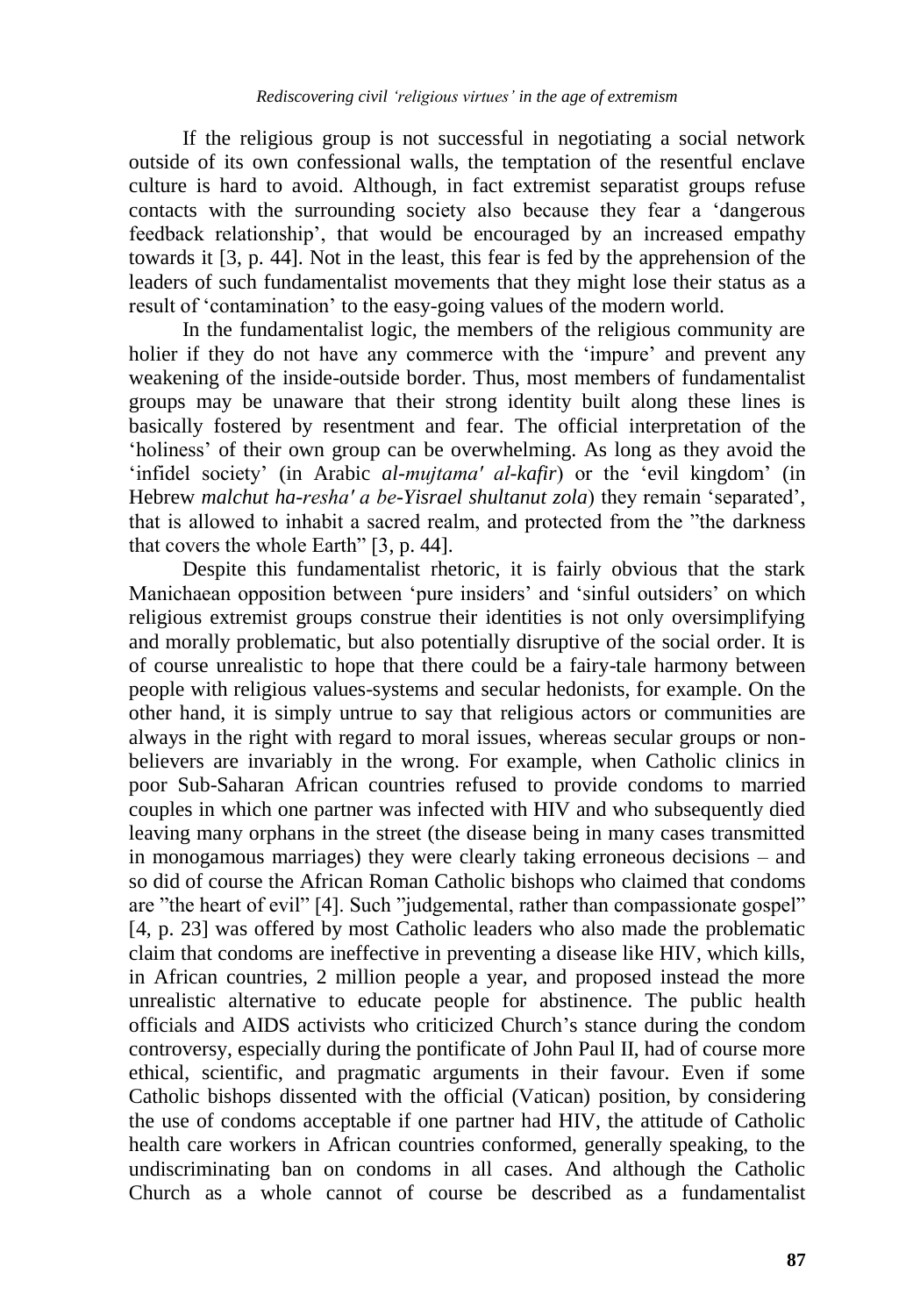If the religious group is not successful in negotiating a social network outside of its own confessional walls, the temptation of the resentful enclave culture is hard to avoid. Although, in fact extremist separatist groups refuse contacts with the surrounding society also because they fear a 'dangerous feedback relationship', that would be encouraged by an increased empathy towards it [3, p. 44]. Not in the least, this fear is fed by the apprehension of the leaders of such fundamentalist movements that they might lose their status as a result of 'contamination' to the easy-going values of the modern world.

In the fundamentalist logic, the members of the religious community are holier if they do not have any commerce with the 'impure' and prevent any weakening of the inside-outside border. Thus, most members of fundamentalist groups may be unaware that their strong identity built along these lines is basically fostered by resentment and fear. The official interpretation of the 'holiness' of their own group can be overwhelming. As long as they avoid the 'infidel society' (in Arabic *al-mujtama' al-kafir*) or the 'evil kingdom' (in Hebrew *malchut ha-resha' a be-Yisrael shultanut zola*) they remain 'separated', that is allowed to inhabit a sacred realm, and protected from the "the darkness that covers the whole Earth" [3, p. 44].

Despite this fundamentalist rhetoric, it is fairly obvious that the stark Manichaean opposition between 'pure insiders' and 'sinful outsiders' on which religious extremist groups construe their identities is not only oversimplifying and morally problematic, but also potentially disruptive of the social order. It is of course unrealistic to hope that there could be a fairy-tale harmony between people with religious values-systems and secular hedonists, for example. On the other hand, it is simply untrue to say that religious actors or communities are always in the right with regard to moral issues, whereas secular groups or non-believers are invariably in the wrong. For example, when Catholic clinics in poor Sub-Saharan African countries refused to provide condoms to married couples in which one partner was infected with HIV and who subsequently died leaving many orphans in the street (the disease being in many cases transmitted in monogamous marriages) they were clearly taking erroneous decisions – and so did of course the African Roman Catholic bishops who claimed that condoms are "the heart of evil" [4]. Such "judgemental, rather than compassionate gospel" [4, p. 23] was offered by most Catholic leaders who also made the problematic claim that condoms are ineffective in preventing a disease like HIV, which kills, in African countries, 2 million people a year, and proposed instead the more unrealistic alternative to educate people for abstinence. The public health officials and AIDS activists who criticized Church's stance during the condom controversy, especially during the pontificate of John Paul II, had of course more ethical, scientific, and pragmatic arguments in their favour. Even if some Catholic bishops dissented with the official (Vatican) position, by considering the use of condoms acceptable if one partner had HIV, the attitude of Catholic health care workers in African countries conformed, generally speaking, to the undiscriminating ban on condoms in all cases. And although the Catholic Church as a whole cannot of course be described as a fundamentalist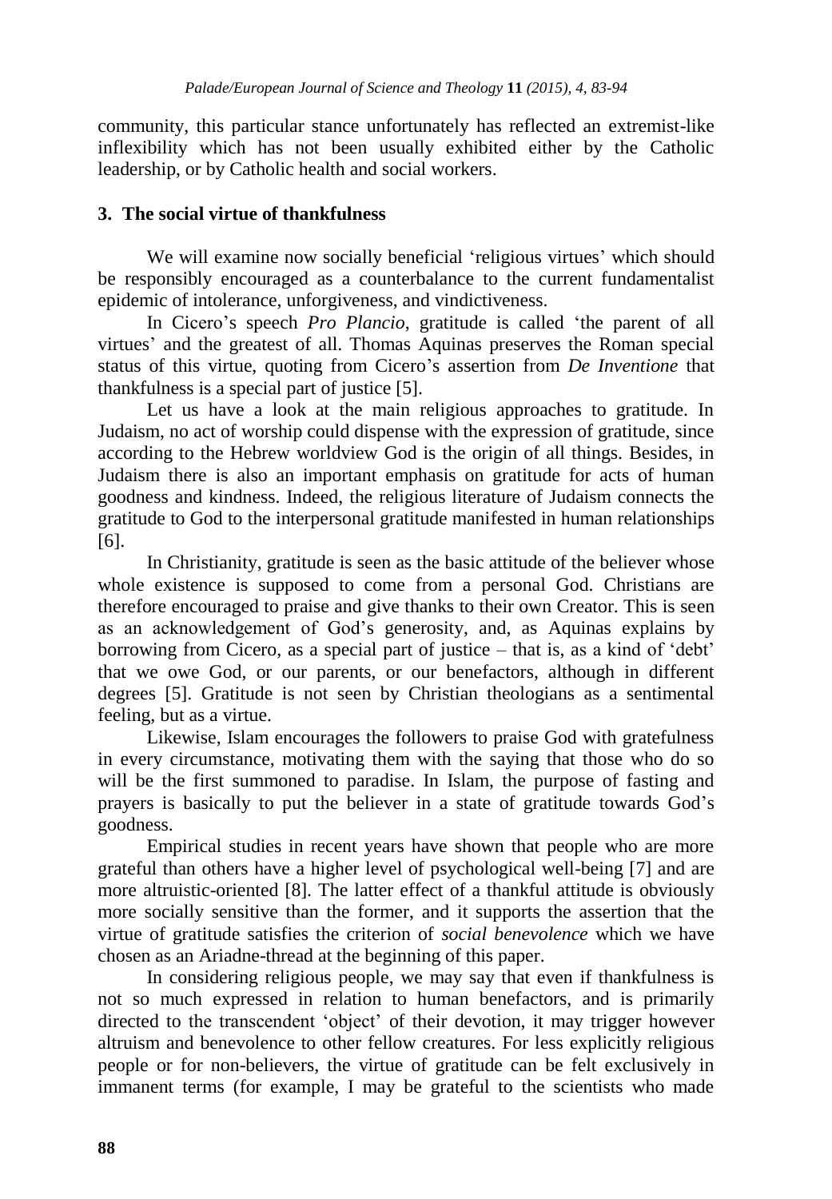community, this particular stance unfortunately has reflected an extremist-like inflexibility which has not been usually exhibited either by the Catholic leadership, or by Catholic health and social workers.

## 3. The social virtue of thankfulness

We will examine now socially beneficial 'religious virtues' which should be responsibly encouraged as a counterbalance to the current fundamentalist epidemic of intolerance, unforgiveness, and vindictiveness.

In Cicero's speech *Pro Plancio*, gratitude is called 'the parent of all virtues' and the greatest of all. Thomas Aquinas preserves the Roman special status of this virtue, quoting from Cicero's assertion from *De Inventione* that thankfulness is a special part of justice [5].

Let us have a look at the main religious approaches to gratitude. In Judaism, no act of worship could dispense with the expression of gratitude, since according to the Hebrew worldview God is the origin of all things. Besides, in Judaism there is also an important emphasis on gratitude for acts of human goodness and kindness. Indeed, the religious literature of Judaism connects the gratitude to God to the interpersonal gratitude manifested in human relationships [6].

In Christianity, gratitude is seen as the basic attitude of the believer whose whole existence is supposed to come from a personal God. Christians are therefore encouraged to praise and give thanks to their own Creator. This is seen as an acknowledgement of God's generosity, and, as Aquinas explains by borrowing from Cicero, as a special part of justice – that is, as a kind of 'debt' that we owe God, or our parents, or our benefactors, although in different degrees [5]. Gratitude is not seen by Christian theologians as a sentimental feeling, but as a virtue.

Likewise, Islam encourages the followers to praise God with gratefulness in every circumstance, motivating them with the saying that those who do so will be the first summoned to paradise. In Islam, the purpose of fasting and prayers is basically to put the believer in a state of gratitude towards God's goodness.

Empirical studies in recent years have shown that people who are more grateful than others have a higher level of psychological well-being [7] and are more altruistic-oriented [8]. The latter effect of a thankful attitude is obviously more socially sensitive than the former, and it supports the assertion that the virtue of gratitude satisfies the criterion of *social benevolence* which we have chosen as an Ariadne-thread at the beginning of this paper.

In considering religious people, we may say that even if thankfulness is not so much expressed in relation to human benefactors, and is primarily directed to the transcendent 'object' of their devotion, it may trigger however altruism and benevolence to other fellow creatures. For less explicitly religious people or for non-believers, the virtue of gratitude can be felt exclusively in immanent terms (for example, I may be grateful to the scientists who made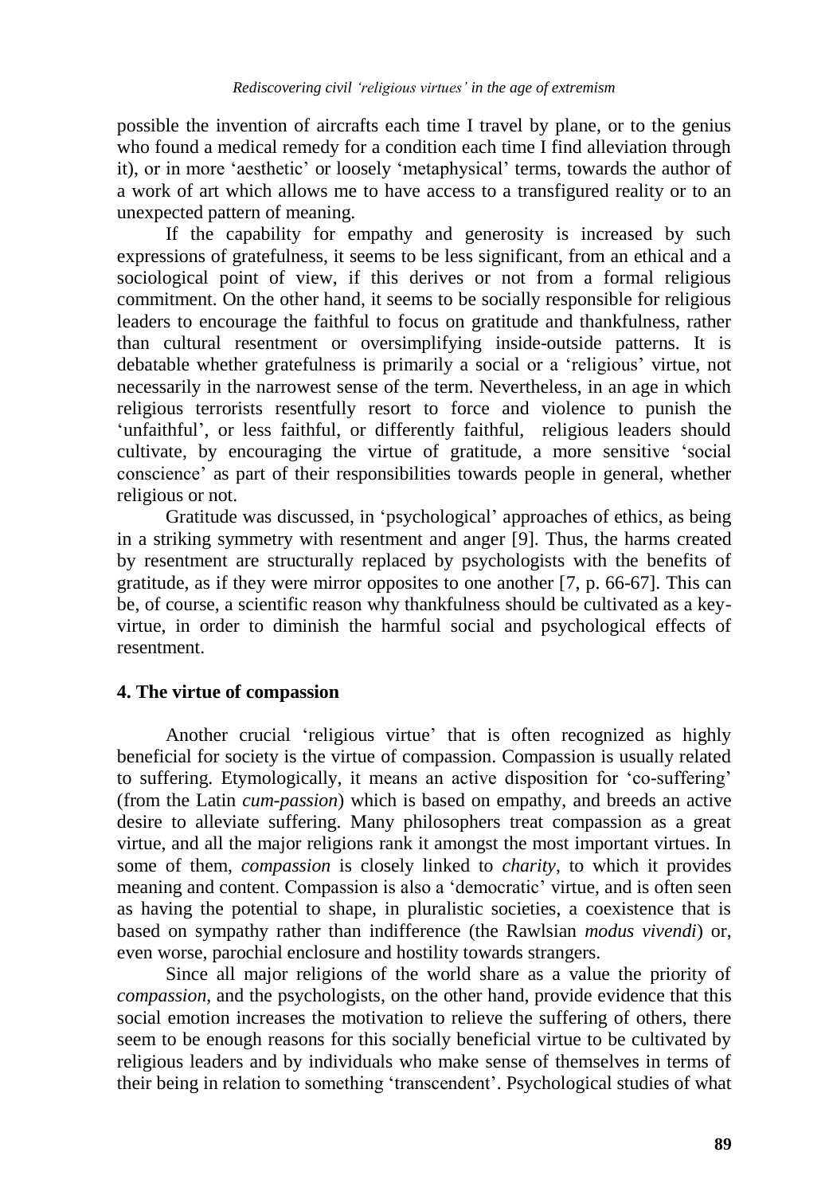possible the invention of aircrafts each time I travel by plane, or to the genius who found a medical remedy for a condition each time I find alleviation through it), or in more 'aesthetic' or loosely 'metaphysical' terms, towards the author of a work of art which allows me to have access to a transfigured reality or to an unexpected pattern of meaning.

If the capability for empathy and generosity is increased by such expressions of gratefulness, it seems to be less significant, from an ethical and a sociological point of view, if this derives or not from a formal religious commitment. On the other hand, it seems to be socially responsible for religious leaders to encourage the faithful to focus on gratitude and thankfulness, rather than cultural resentment or oversimplifying inside-outside patterns. It is debatable whether gratefulness is primarily a social or a 'religious' virtue, not necessarily in the narrowest sense of the term. Nevertheless, in an age in which religious terrorists resentfully resort to force and violence to punish the 'unfaithful', or less faithful, or differently faithful, religious leaders should cultivate, by encouraging the virtue of gratitude, a more sensitive 'social conscience' as part of their responsibilities towards people in general, whether religious or not.

Gratitude was discussed, in 'psychological' approaches of ethics, as being in a striking symmetry with resentment and anger [9]. Thus, the harms created by resentment are structurally replaced by psychologists with the benefits of gratitude, as if they were mirror opposites to one another [7, p. 66-67]. This can be, of course, a scientific reason why thankfulness should be cultivated as a key-virtue, in order to diminish the harmful social and psychological effects of resentment.

## 4. The virtue of compassion

Another crucial 'religious virtue' that is often recognized as highly beneficial for society is the virtue of compassion. Compassion is usually related to suffering. Etymologically, it means an active disposition for 'co-suffering' (from the Latin *cum-passion*) which is based on empathy, and breeds an active desire to alleviate suffering. Many philosophers treat compassion as a great virtue, and all the major religions rank it amongst the most important virtues. In some of them, *compassion* is closely linked to *charity*, to which it provides meaning and content. Compassion is also a 'democratic' virtue, and is often seen as having the potential to shape, in pluralistic societies, a coexistence that is based on sympathy rather than indifference (the Rawlsian *modus vivendi*) or, even worse, parochial enclosure and hostility towards strangers.

Since all major religions of the world share as a value the priority of *compassion*, and the psychologists, on the other hand, provide evidence that this social emotion increases the motivation to relieve the suffering of others, there seem to be enough reasons for this socially beneficial virtue to be cultivated by religious leaders and by individuals who make sense of themselves in terms of their being in relation to something 'transcendent'. Psychological studies of what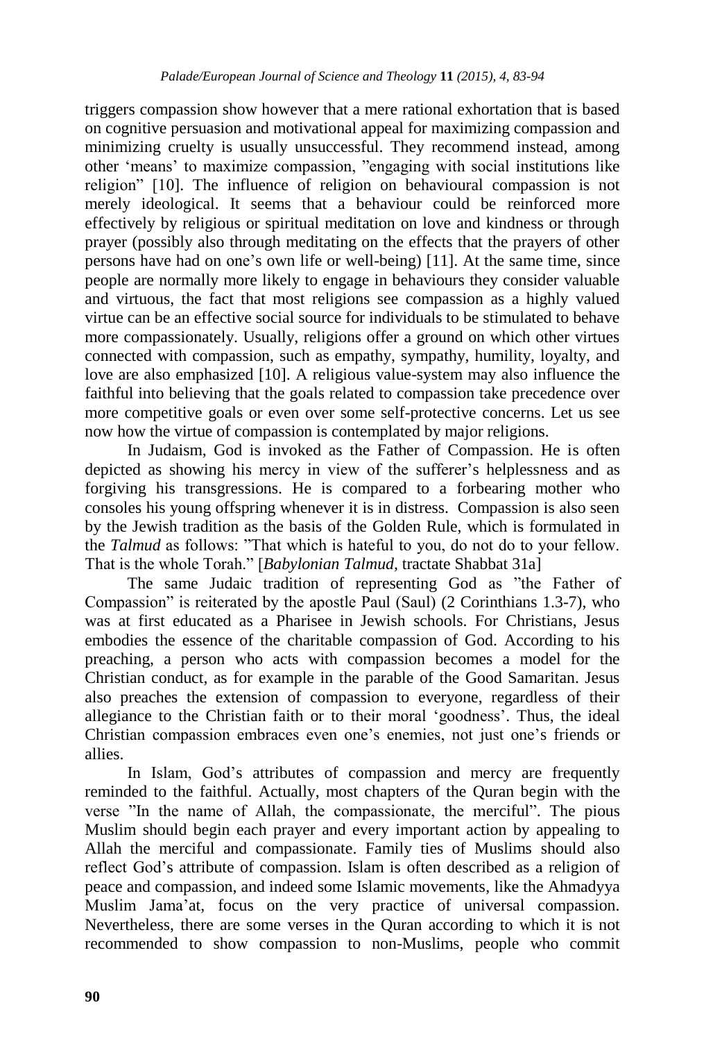triggers compassion show however that a mere rational exhortation that is based on cognitive persuasion and motivational appeal for maximizing compassion and minimizing cruelty is usually unsuccessful. They recommend instead, among other 'means' to maximize compassion, "engaging with social institutions like religion" [10]. The influence of religion on behavioural compassion is not merely ideological. It seems that a behaviour could be reinforced more effectively by religious or spiritual meditation on love and kindness or through prayer (possibly also through meditating on the effects that the prayers of other persons have had on one's own life or well-being) [11]. At the same time, since people are normally more likely to engage in behaviours they consider valuable and virtuous, the fact that most religions see compassion as a highly valued virtue can be an effective social source for individuals to be stimulated to behave more compassionately. Usually, religions offer a ground on which other virtues connected with compassion, such as empathy, sympathy, humility, loyalty, and love are also emphasized [10]. A religious value-system may also influence the faithful into believing that the goals related to compassion take precedence over more competitive goals or even over some self-protective concerns. Let us see now how the virtue of compassion is contemplated by major religions.

In Judaism, God is invoked as the Father of Compassion. He is often depicted as showing his mercy in view of the sufferer's helplessness and as forgiving his transgressions. He is compared to a forbearing mother who consoles his young offspring whenever it is in distress. Compassion is also seen by the Jewish tradition as the basis of the Golden Rule, which is formulated in the *Talmud* as follows: "That which is hateful to you, do not do to your fellow. That is the whole Torah." [*Babylonian Talmud*, tractate Shabbat 31a]

The same Judaic tradition of representing God as "the Father of Compassion" is reiterated by the apostle Paul (Saul) (2 Corinthians 1.3-7), who was at first educated as a Pharisee in Jewish schools. For Christians, Jesus embodies the essence of the charitable compassion of God. According to his preaching, a person who acts with compassion becomes a model for the Christian conduct, as for example in the parable of the Good Samaritan. Jesus also preaches the extension of compassion to everyone, regardless of their allegiance to the Christian faith or to their moral 'goodness'. Thus, the ideal Christian compassion embraces even one's enemies, not just one's friends or allies.

In Islam, God's attributes of compassion and mercy are frequently reminded to the faithful. Actually, most chapters of the Quran begin with the verse "In the name of Allah, the compassionate, the merciful". The pious Muslim should begin each prayer and every important action by appealing to Allah the merciful and compassionate. Family ties of Muslims should also reflect God's attribute of compassion. Islam is often described as a religion of peace and compassion, and indeed some Islamic movements, like the Ahmadyya Muslim Jama'at, focus on the very practice of universal compassion. Nevertheless, there are some verses in the Quran according to which it is not recommended to show compassion to non-Muslims, people who commit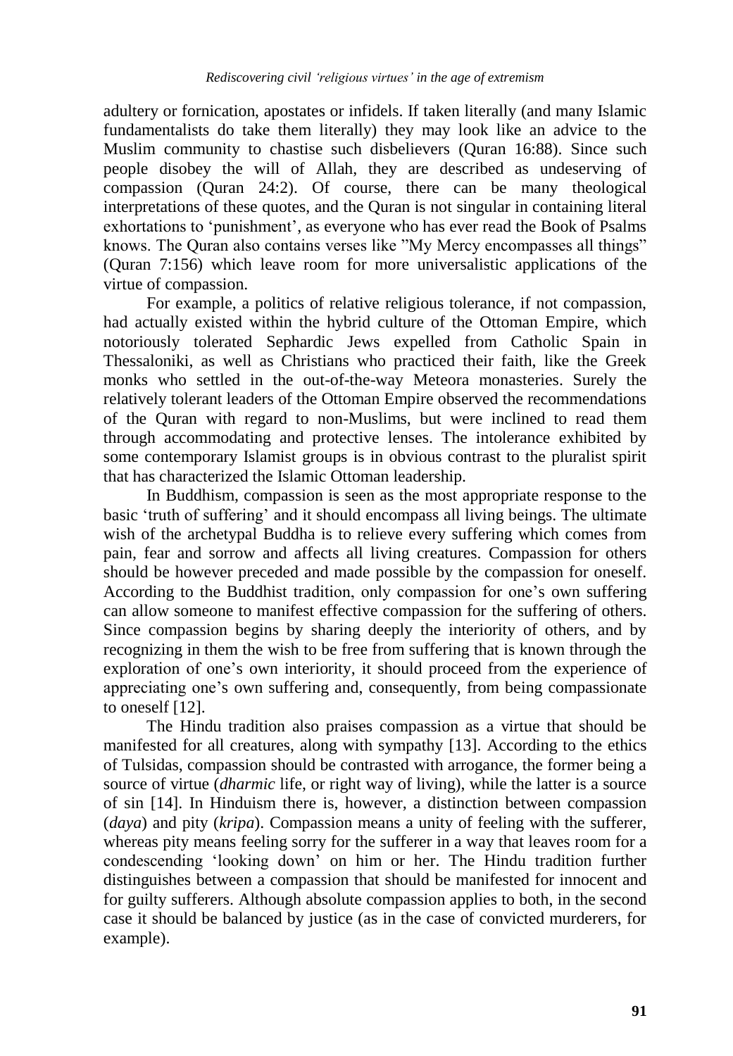adultery or fornication, apostates or infidels. If taken literally (and many Islamic fundamentalists do take them literally) they may look like an advice to the Muslim community to chastise such disbelievers (Quran 16:88). Since such people disobey the will of Allah, they are described as undeserving of compassion (Quran 24:2). Of course, there can be many theological interpretations of these quotes, and the Quran is not singular in containing literal exhortations to 'punishment', as everyone who has ever read the Book of Psalms knows. The Quran also contains verses like "My Mercy encompasses all things" (Quran 7:156) which leave room for more universalistic applications of the virtue of compassion.

For example, a politics of relative religious tolerance, if not compassion, had actually existed within the hybrid culture of the Ottoman Empire, which notoriously tolerated Sephardic Jews expelled from Catholic Spain in Thessaloniki, as well as Christians who practiced their faith, like the Greek monks who settled in the out-of-the-way Meteora monasteries. Surely the relatively tolerant leaders of the Ottoman Empire observed the recommendations of the Quran with regard to non-Muslims, but were inclined to read them through accommodating and protective lenses. The intolerance exhibited by some contemporary Islamist groups is in obvious contrast to the pluralist spirit that has characterized the Islamic Ottoman leadership.

In Buddhism, compassion is seen as the most appropriate response to the basic 'truth of suffering' and it should encompass all living beings. The ultimate wish of the archetypal Buddha is to relieve every suffering which comes from pain, fear and sorrow and affects all living creatures. Compassion for others should be however preceded and made possible by the compassion for oneself. According to the Buddhist tradition, only compassion for one's own suffering can allow someone to manifest effective compassion for the suffering of others. Since compassion begins by sharing deeply the interiority of others, and by recognizing in them the wish to be free from suffering that is known through the exploration of one's own interiority, it should proceed from the experience of appreciating one's own suffering and, consequently, from being compassionate to oneself [12].

The Hindu tradition also praises compassion as a virtue that should be manifested for all creatures, along with sympathy [13]. According to the ethics of Tulsidas, compassion should be contrasted with arrogance, the former being a source of virtue (*dharmic* life, or right way of living), while the latter is a source of sin [14]. In Hinduism there is, however, a distinction between compassion (*daya*) and pity (*kripa*). Compassion means a unity of feeling with the sufferer, whereas pity means feeling sorry for the sufferer in a way that leaves room for a condescending 'looking down' on him or her. The Hindu tradition further distinguishes between a compassion that should be manifested for innocent and for guilty sufferers. Although absolute compassion applies to both, in the second case it should be balanced by justice (as in the case of convicted murderers, for example).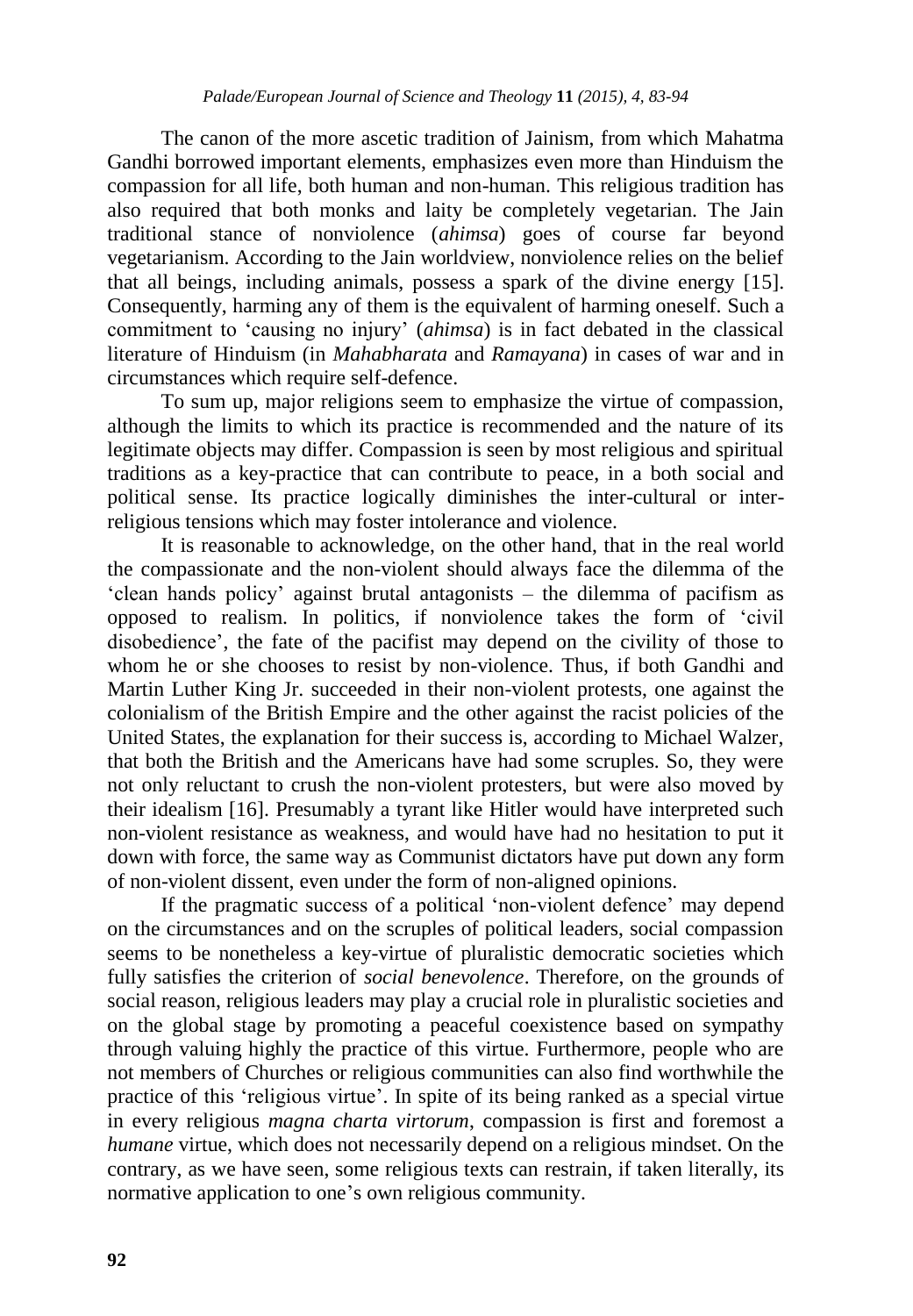The canon of the more ascetic tradition of Jainism, from which Mahatma Gandhi borrowed important elements, emphasizes even more than Hinduism the compassion for all life, both human and non-human. This religious tradition has also required that both monks and laity be completely vegetarian. The Jain traditional stance of nonviolence (*ahimsa*) goes of course far beyond vegetarianism. According to the Jain worldview, nonviolence relies on the belief that all beings, including animals, possess a spark of the divine energy [15]. Consequently, harming any of them is the equivalent of harming oneself. Such a commitment to 'causing no injury' (*ahimsa*) is in fact debated in the classical literature of Hinduism (in *Mahabharata* and *Ramayana*) in cases of war and in circumstances which require self-defence.

To sum up, major religions seem to emphasize the virtue of compassion, although the limits to which its practice is recommended and the nature of its legitimate objects may differ. Compassion is seen by most religious and spiritual traditions as a key-practice that can contribute to peace, in a both social and political sense. Its practice logically diminishes the inter-cultural or inter-religious tensions which may foster intolerance and violence.

It is reasonable to acknowledge, on the other hand, that in the real world the compassionate and the non-violent should always face the dilemma of the 'clean hands policy' against brutal antagonists – the dilemma of pacifism as opposed to realism. In politics, if nonviolence takes the form of 'civil disobedience', the fate of the pacifist may depend on the civility of those to whom he or she chooses to resist by non-violence. Thus, if both Gandhi and Martin Luther King Jr. succeeded in their non-violent protests, one against the colonialism of the British Empire and the other against the racist policies of the United States, the explanation for their success is, according to Michael Walzer, that both the British and the Americans have had some scruples. So, they were not only reluctant to crush the non-violent protesters, but were also moved by their idealism [16]. Presumably a tyrant like Hitler would have interpreted such non-violent resistance as weakness, and would have had no hesitation to put it down with force, the same way as Communist dictators have put down any form of non-violent dissent, even under the form of non-aligned opinions.

If the pragmatic success of a political 'non-violent defence' may depend on the circumstances and on the scruples of political leaders, social compassion seems to be nonetheless a key-virtue of pluralistic democratic societies which fully satisfies the criterion of *social benevolence*. Therefore, on the grounds of social reason, religious leaders may play a crucial role in pluralistic societies and on the global stage by promoting a peaceful coexistence based on sympathy through valuing highly the practice of this virtue. Furthermore, people who are not members of Churches or religious communities can also find worthwhile the practice of this 'religious virtue'. In spite of its being ranked as a special virtue in every religious *magna charta virtorum*, compassion is first and foremost a *humane* virtue, which does not necessarily depend on a religious mindset. On the contrary, as we have seen, some religious texts can restrain, if taken literally, its normative application to one's own religious community.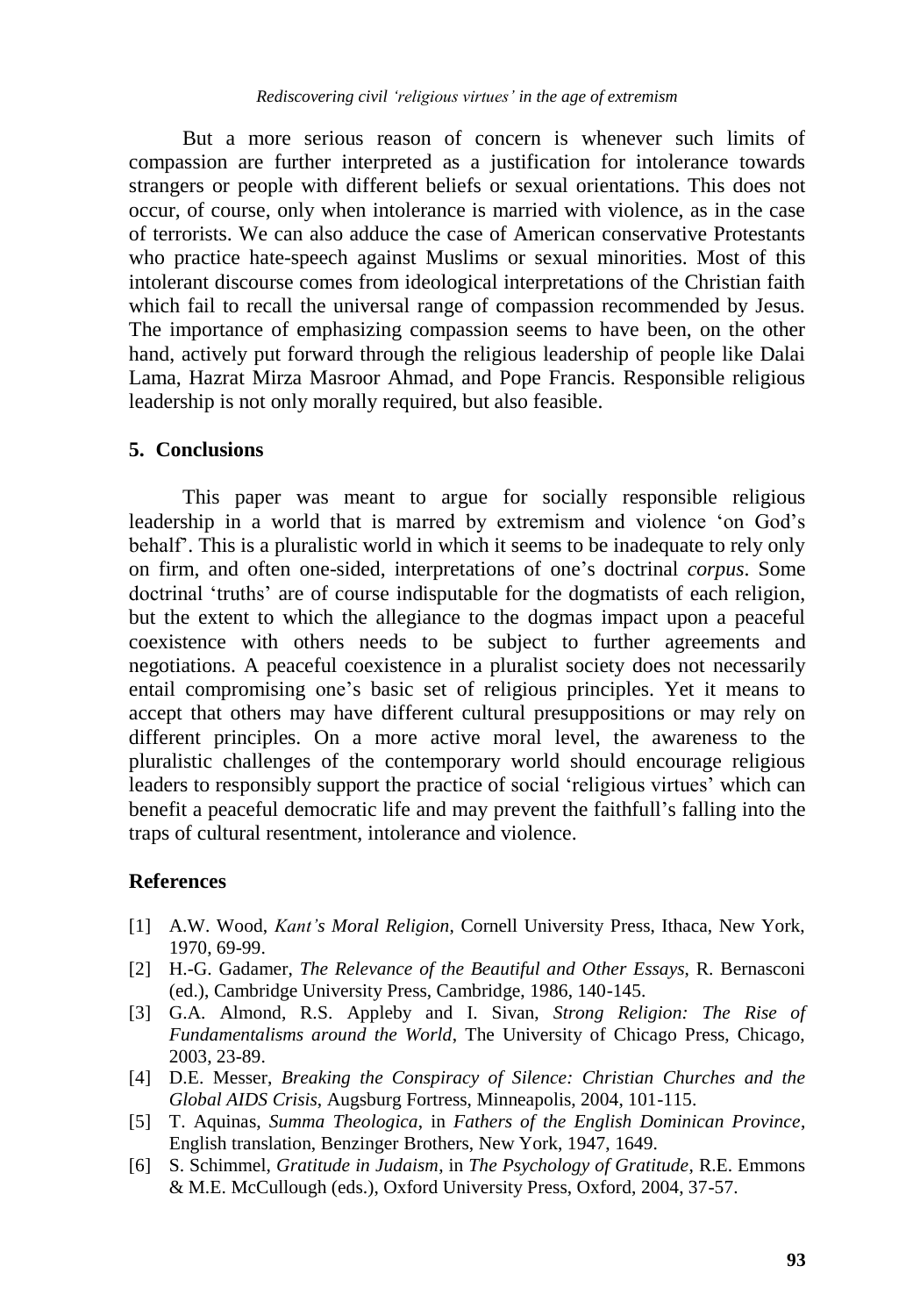But a more serious reason of concern is whenever such limits of compassion are further interpreted as a justification for intolerance towards strangers or people with different beliefs or sexual orientations. This does not occur, of course, only when intolerance is married with violence, as in the case of terrorists. We can also adduce the case of American conservative Protestants who practice hate-speech against Muslims or sexual minorities. Most of this intolerant discourse comes from ideological interpretations of the Christian faith which fail to recall the universal range of compassion recommended by Jesus. The importance of emphasizing compassion seems to have been, on the other hand, actively put forward through the religious leadership of people like Dalai Lama, Hazrat Mirza Masroor Ahmad, and Pope Francis. Responsible religious leadership is not only morally required, but also feasible.

## 5. Conclusions

This paper was meant to argue for socially responsible religious leadership in a world that is marred by extremism and violence 'on God's behalf'. This is a pluralistic world in which it seems to be inadequate to rely only on firm, and often one-sided, interpretations of one's doctrinal *corpus*. Some doctrinal 'truths' are of course indisputable for the dogmatists of each religion, but the extent to which the allegiance to the dogmas impact upon a peaceful coexistence with others needs to be subject to further agreements and negotiations. A peaceful coexistence in a pluralist society does not necessarily entail compromising one's basic set of religious principles. Yet it means to accept that others may have different cultural presuppositions or may rely on different principles. On a more active moral level, the awareness to the pluralistic challenges of the contemporary world should encourage religious leaders to responsibly support the practice of social 'religious virtues' which can benefit a peaceful democratic life and may prevent the faithfull's falling into the traps of cultural resentment, intolerance and violence.

## References

[1] A.W. Wood, *Kant's Moral Religion*, Cornell University Press, Ithaca, New York, 1970, 69-99.

[2] H.-G. Gadamer, *The Relevance of the Beautiful and Other Essays*, R. Bernasconi (ed.), Cambridge University Press, Cambridge, 1986, 140-145.

[3] G.A. Almond, R.S. Appleby and I. Sivan, *Strong Religion: The Rise of Fundamentalisms around the World*, The University of Chicago Press, Chicago, 2003, 23-89.

[4] D.E. Messer, *Breaking the Conspiracy of Silence: Christian Churches and the Global AIDS Crisis*, Augsburg Fortress, Minneapolis, 2004, 101-115.

[5] T. Aquinas, *Summa Theologica*, in *Fathers of the English Dominican Province*, English translation, Benzinger Brothers, New York, 1947, 1649.

[6] S. Schimmel, *Gratitude in Judaism*, in *The Psychology of Gratitude*, R.E. Emmons & M.E. McCullough (eds.), Oxford University Press, Oxford, 2004, 37-57.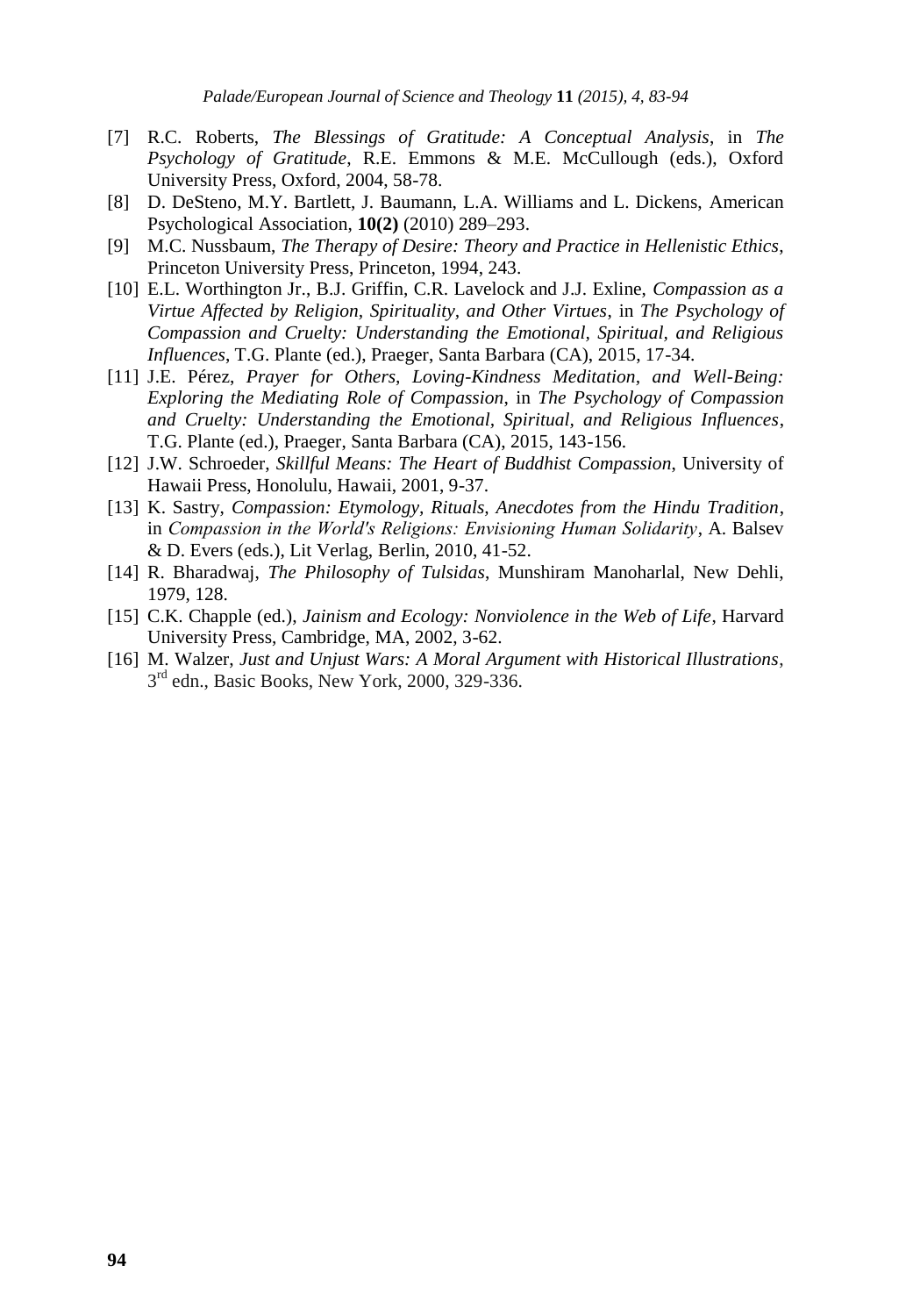[7] R.C. Roberts, *The Blessings of Gratitude: A Conceptual Analysis*, in *The Psychology of Gratitude*, R.E. Emmons & M.E. McCullough (eds.), Oxford University Press, Oxford, 2004, 58-78.

[8] D. DeSteno, M.Y. Bartlett, J. Baumann, L.A. Williams and L. Dickens, American Psychological Association, **10(2)** (2010) 289–293.

[9] M.C. Nussbaum, *The Therapy of Desire: Theory and Practice in Hellenistic Ethics*, Princeton University Press, Princeton, 1994, 243.

[10] E.L. Worthington Jr., B.J. Griffin, C.R. Lavelock and J.J. Exline, *Compassion as a Virtue Affected by Religion, Spirituality, and Other Virtues*, in *The Psychology of Compassion and Cruelty: Understanding the Emotional, Spiritual, and Religious Influences*, T.G. Plante (ed.), Praeger, Santa Barbara (CA), 2015, 17-34.

[11] J.E. Pérez, *Prayer for Others, Loving-Kindness Meditation, and Well-Being: Exploring the Mediating Role of Compassion*, in *The Psychology of Compassion and Cruelty: Understanding the Emotional, Spiritual, and Religious Influences*, T.G. Plante (ed.), Praeger, Santa Barbara (CA), 2015, 143-156.

[12] J.W. Schroeder, *Skillful Means: The Heart of Buddhist Compassion*, University of Hawaii Press, Honolulu, Hawaii, 2001, 9-37.

[13] K. Sastry, *Compassion: Etymology, Rituals, Anecdotes from the Hindu Tradition*, in *Compassion in the World's Religions: Envisioning Human Solidarity*, A. Balsev & D. Evers (eds.), Lit Verlag, Berlin, 2010, 41-52.

[14] R. Bharadwaj, *The Philosophy of Tulsidas*, Munshiram Manoharlal, New Dehli, 1979, 128.

[15] C.K. Chapple (ed.), *Jainism and Ecology: Nonviolence in the Web of Life*, Harvard University Press, Cambridge, MA, 2002, 3-62.

[16] M. Walzer, *Just and Unjust Wars: A Moral Argument with Historical Illustrations*, 3rd edn., Basic Books, New York, 2000, 329-336.